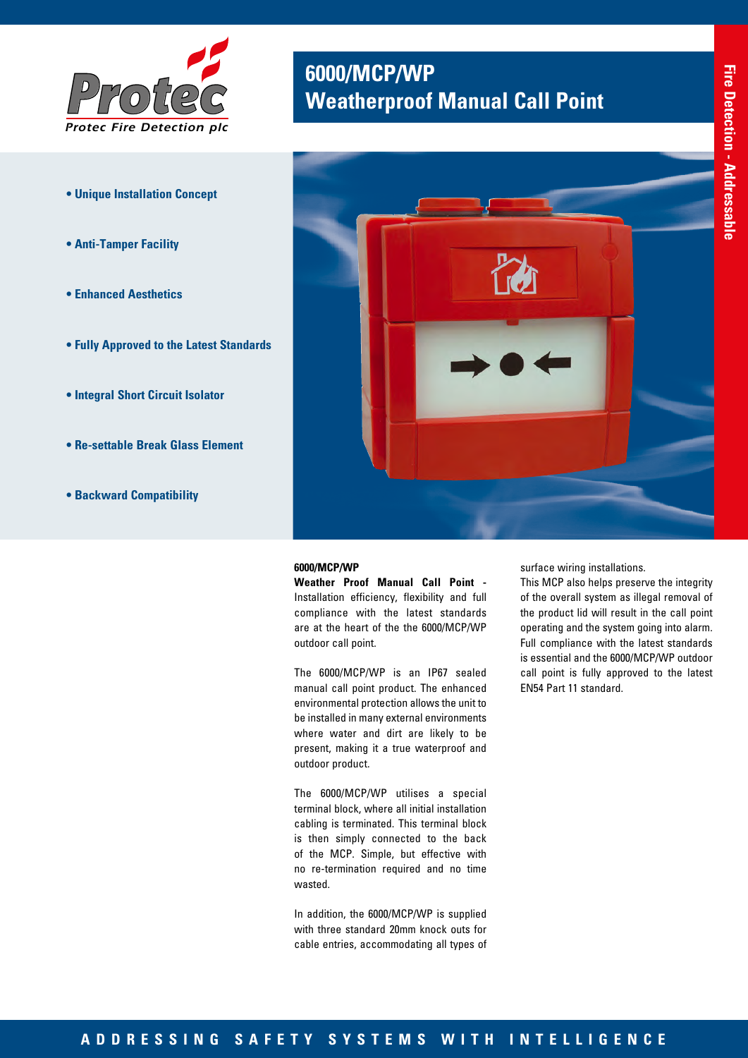Protec

Protec Fire Detection plc

# 6000/MCP/WP
# Weatherproof Manual Call Point

Fire Detection - Addressable

- **Unique Installation Concept**
- **Anti-Tamper Facility**
- **Enhanced Aesthetics**
- **Fully Approved to the Latest Standards**
- **Integral Short Circuit Isolator**
- **Re-settable Break Glass Element**
- **Backward Compatibility**

**6000/MCP/WP**

**Weather Proof Manual Call Point** - Installation efficiency, flexibility and full compliance with the latest standards are at the heart of the the 6000/MCP/WP outdoor call point.

The 6000/MCP/WP is an IP67 sealed manual call point product. The enhanced environmental protection allows the unit to be installed in many external environments where water and dirt are likely to be present, making it a true waterproof and outdoor product.

The 6000/MCP/WP utilises a special terminal block, where all initial installation cabling is terminated. This terminal block is then simply connected to the back of the MCP. Simple, but effective with no re-termination required and no time wasted.

In addition, the 6000/MCP/WP is supplied with three standard 20mm knock outs for cable entries, accommodating all types of surface wiring installations.

This MCP also helps preserve the integrity of the overall system as illegal removal of the product lid will result in the call point operating and the system going into alarm.

Full compliance with the latest standards is essential and the 6000/MCP/WP outdoor call point is fully approved to the latest EN54 Part 11 standard.

ADDRESSING SAFETY SYSTEMS WITH INTELLIGENCE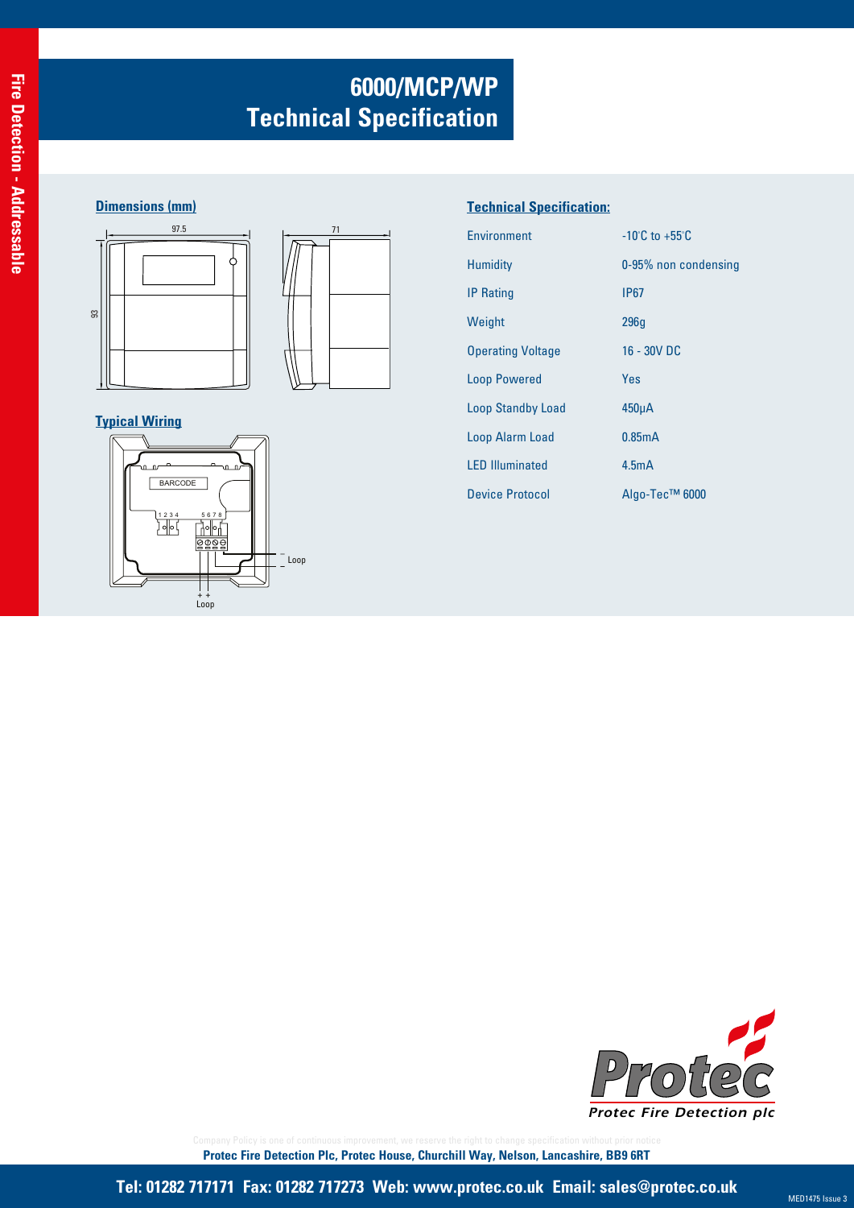# 6000/MCP/WP Technical Specification

## Dimensions (mm)

97.5

71

93

## Typical Wiring

BARCODE

1 2 3 4

5 6 7 8

– – Loop

+ + Loop

## Technical Specification:

| | |
|---|---|
| Environment | -10°C to +55°C |
| Humidity | 0-95% non condensing |
| IP Rating | IP67 |
| Weight | 296g |
| Operating Voltage | 16 - 30V DC |
| Loop Powered | Yes |
| Loop Standby Load | 450μA |
| Loop Alarm Load | 0.85mA |
| LED Illuminated | 4.5mA |
| Device Protocol | Algo-Tec™ 6000 |

Company Policy is one of continuous improvement, we reserve the right to change specification without prior notice

**Protec Fire Detection Plc, Protec House, Churchill Way, Nelson, Lancashire, BB9 6RT**

**Tel: 01282 717171 Fax: 01282 717273 Web: www.protec.co.uk Email: sales@protec.co.uk**

MED1475 Issue 3